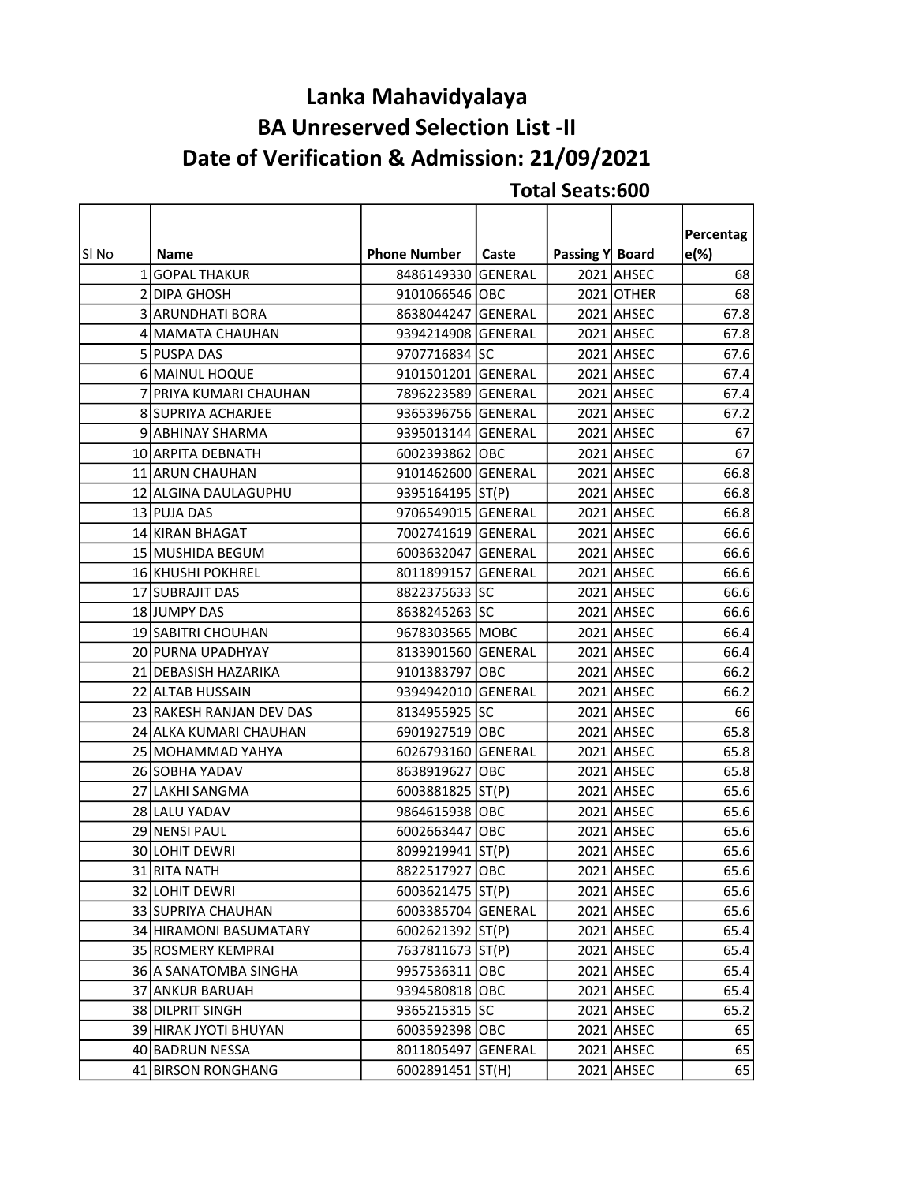# Lanka Mahavidyalaya

## BA Unreserved Selection List -II

## Date of Verification & Admission: 21/09/2021

**Total Seats:600**

| Sl No | Name | Phone Number | Caste | Passing Y | Board | Percentage(%) |
|---|---|---|---|---|---|---|
| 1 | GOPAL THAKUR | 8486149330 | GENERAL | 2021 | AHSEC | 68 |
| 2 | DIPA GHOSH | 9101066546 | OBC | 2021 | OTHER | 68 |
| 3 | ARUNDHATI BORA | 8638044247 | GENERAL | 2021 | AHSEC | 67.8 |
| 4 | MAMATA CHAUHAN | 9394214908 | GENERAL | 2021 | AHSEC | 67.8 |
| 5 | PUSPA DAS | 9707716834 | SC | 2021 | AHSEC | 67.6 |
| 6 | MAINUL HOQUE | 9101501201 | GENERAL | 2021 | AHSEC | 67.4 |
| 7 | PRIYA KUMARI CHAUHAN | 7896223589 | GENERAL | 2021 | AHSEC | 67.4 |
| 8 | SUPRIYA ACHARJEE | 9365396756 | GENERAL | 2021 | AHSEC | 67.2 |
| 9 | ABHINAY SHARMA | 9395013144 | GENERAL | 2021 | AHSEC | 67 |
| 10 | ARPITA DEBNATH | 6002393862 | OBC | 2021 | AHSEC | 67 |
| 11 | ARUN CHAUHAN | 9101462600 | GENERAL | 2021 | AHSEC | 66.8 |
| 12 | ALGINA DAULAGUPHU | 9395164195 | ST(P) | 2021 | AHSEC | 66.8 |
| 13 | PUJA DAS | 9706549015 | GENERAL | 2021 | AHSEC | 66.8 |
| 14 | KIRAN BHAGAT | 7002741619 | GENERAL | 2021 | AHSEC | 66.6 |
| 15 | MUSHIDA BEGUM | 6003632047 | GENERAL | 2021 | AHSEC | 66.6 |
| 16 | KHUSHI POKHREL | 8011899157 | GENERAL | 2021 | AHSEC | 66.6 |
| 17 | SUBRAJIT DAS | 8822375633 | SC | 2021 | AHSEC | 66.6 |
| 18 | JUMPY DAS | 8638245263 | SC | 2021 | AHSEC | 66.6 |
| 19 | SABITRI CHOUHAN | 9678303565 | MOBC | 2021 | AHSEC | 66.4 |
| 20 | PURNA UPADHYAY | 8133901560 | GENERAL | 2021 | AHSEC | 66.4 |
| 21 | DEBASISH HAZARIKA | 9101383797 | OBC | 2021 | AHSEC | 66.2 |
| 22 | ALTAB HUSSAIN | 9394942010 | GENERAL | 2021 | AHSEC | 66.2 |
| 23 | RAKESH RANJAN DEV DAS | 8134955925 | SC | 2021 | AHSEC | 66 |
| 24 | ALKA KUMARI CHAUHAN | 6901927519 | OBC | 2021 | AHSEC | 65.8 |
| 25 | MOHAMMAD YAHYA | 6026793160 | GENERAL | 2021 | AHSEC | 65.8 |
| 26 | SOBHA YADAV | 8638919627 | OBC | 2021 | AHSEC | 65.8 |
| 27 | LAKHI SANGMA | 6003881825 | ST(P) | 2021 | AHSEC | 65.6 |
| 28 | LALU YADAV | 9864615938 | OBC | 2021 | AHSEC | 65.6 |
| 29 | NENSI PAUL | 6002663447 | OBC | 2021 | AHSEC | 65.6 |
| 30 | LOHIT DEWRI | 8099219941 | ST(P) | 2021 | AHSEC | 65.6 |
| 31 | RITA NATH | 8822517927 | OBC | 2021 | AHSEC | 65.6 |
| 32 | LOHIT DEWRI | 6003621475 | ST(P) | 2021 | AHSEC | 65.6 |
| 33 | SUPRIYA CHAUHAN | 6003385704 | GENERAL | 2021 | AHSEC | 65.6 |
| 34 | HIRAMONI BASUMATARY | 6002621392 | ST(P) | 2021 | AHSEC | 65.4 |
| 35 | ROSMERY KEMPRAI | 7637811673 | ST(P) | 2021 | AHSEC | 65.4 |
| 36 | A SANATOMBA SINGHA | 9957536311 | OBC | 2021 | AHSEC | 65.4 |
| 37 | ANKUR BARUAH | 9394580818 | OBC | 2021 | AHSEC | 65.4 |
| 38 | DILPRIT SINGH | 9365215315 | SC | 2021 | AHSEC | 65.2 |
| 39 | HIRAK JYOTI BHUYAN | 6003592398 | OBC | 2021 | AHSEC | 65 |
| 40 | BADRUN NESSA | 8011805497 | GENERAL | 2021 | AHSEC | 65 |
| 41 | BIRSON RONGHANG | 6002891451 | ST(H) | 2021 | AHSEC | 65 |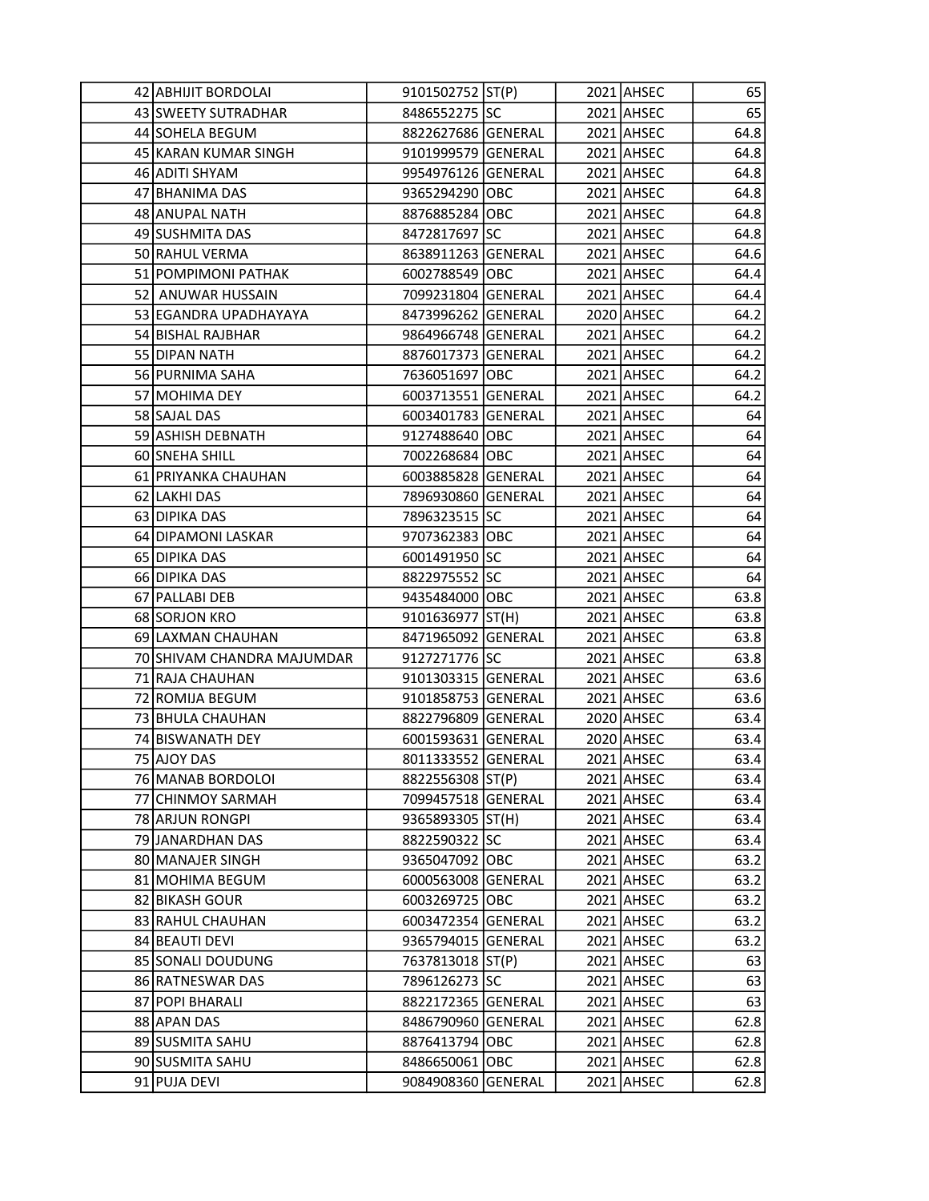| | | | | | |
|---|---|---|---|---|---|
| 42 | ABHIJIT BORDOLAI | 9101502752 | ST(P) | 2021 | AHSEC | 65 |
| 43 | SWEETY SUTRADHAR | 8486552275 | SC | 2021 | AHSEC | 65 |
| 44 | SOHELA BEGUM | 8822627686 | GENERAL | 2021 | AHSEC | 64.8 |
| 45 | KARAN KUMAR SINGH | 9101999579 | GENERAL | 2021 | AHSEC | 64.8 |
| 46 | ADITI SHYAM | 9954976126 | GENERAL | 2021 | AHSEC | 64.8 |
| 47 | BHANIMA DAS | 9365294290 | OBC | 2021 | AHSEC | 64.8 |
| 48 | ANUPAL NATH | 8876885284 | OBC | 2021 | AHSEC | 64.8 |
| 49 | SUSHMITA DAS | 8472817697 | SC | 2021 | AHSEC | 64.8 |
| 50 | RAHUL VERMA | 8638911263 | GENERAL | 2021 | AHSEC | 64.6 |
| 51 | POMPIMONI PATHAK | 6002788549 | OBC | 2021 | AHSEC | 64.4 |
| 52 | ANUWAR HUSSAIN | 7099231804 | GENERAL | 2021 | AHSEC | 64.4 |
| 53 | EGANDRA UPADHAYAYA | 8473996262 | GENERAL | 2020 | AHSEC | 64.2 |
| 54 | BISHAL RAJBHAR | 9864966748 | GENERAL | 2021 | AHSEC | 64.2 |
| 55 | DIPAN NATH | 8876017373 | GENERAL | 2021 | AHSEC | 64.2 |
| 56 | PURNIMA SAHA | 7636051697 | OBC | 2021 | AHSEC | 64.2 |
| 57 | MOHIMA DEY | 6003713551 | GENERAL | 2021 | AHSEC | 64.2 |
| 58 | SAJAL DAS | 6003401783 | GENERAL | 2021 | AHSEC | 64 |
| 59 | ASHISH DEBNATH | 9127488640 | OBC | 2021 | AHSEC | 64 |
| 60 | SNEHA SHILL | 7002268684 | OBC | 2021 | AHSEC | 64 |
| 61 | PRIYANKA CHAUHAN | 6003885828 | GENERAL | 2021 | AHSEC | 64 |
| 62 | LAKHI DAS | 7896930860 | GENERAL | 2021 | AHSEC | 64 |
| 63 | DIPIKA DAS | 7896323515 | SC | 2021 | AHSEC | 64 |
| 64 | DIPAMONI LASKAR | 9707362383 | OBC | 2021 | AHSEC | 64 |
| 65 | DIPIKA DAS | 6001491950 | SC | 2021 | AHSEC | 64 |
| 66 | DIPIKA DAS | 8822975552 | SC | 2021 | AHSEC | 64 |
| 67 | PALLABI DEB | 9435484000 | OBC | 2021 | AHSEC | 63.8 |
| 68 | SORJON KRO | 9101636977 | ST(H) | 2021 | AHSEC | 63.8 |
| 69 | LAXMAN CHAUHAN | 8471965092 | GENERAL | 2021 | AHSEC | 63.8 |
| 70 | SHIVAM CHANDRA MAJUMDAR | 9127271776 | SC | 2021 | AHSEC | 63.8 |
| 71 | RAJA CHAUHAN | 9101303315 | GENERAL | 2021 | AHSEC | 63.6 |
| 72 | ROMIJA BEGUM | 9101858753 | GENERAL | 2021 | AHSEC | 63.6 |
| 73 | BHULA CHAUHAN | 8822796809 | GENERAL | 2020 | AHSEC | 63.4 |
| 74 | BISWANATH DEY | 6001593631 | GENERAL | 2020 | AHSEC | 63.4 |
| 75 | AJOY DAS | 8011333552 | GENERAL | 2021 | AHSEC | 63.4 |
| 76 | MANAB BORDOLOI | 8822556308 | ST(P) | 2021 | AHSEC | 63.4 |
| 77 | CHINMOY SARMAH | 7099457518 | GENERAL | 2021 | AHSEC | 63.4 |
| 78 | ARJUN RONGPI | 9365893305 | ST(H) | 2021 | AHSEC | 63.4 |
| 79 | JANARDHAN DAS | 8822590322 | SC | 2021 | AHSEC | 63.4 |
| 80 | MANAJER SINGH | 9365047092 | OBC | 2021 | AHSEC | 63.2 |
| 81 | MOHIMA BEGUM | 6000563008 | GENERAL | 2021 | AHSEC | 63.2 |
| 82 | BIKASH GOUR | 6003269725 | OBC | 2021 | AHSEC | 63.2 |
| 83 | RAHUL CHAUHAN | 6003472354 | GENERAL | 2021 | AHSEC | 63.2 |
| 84 | BEAUTI DEVI | 9365794015 | GENERAL | 2021 | AHSEC | 63.2 |
| 85 | SONALI DOUDUNG | 7637813018 | ST(P) | 2021 | AHSEC | 63 |
| 86 | RATNESWAR DAS | 7896126273 | SC | 2021 | AHSEC | 63 |
| 87 | POPI BHARALI | 8822172365 | GENERAL | 2021 | AHSEC | 63 |
| 88 | APAN DAS | 8486790960 | GENERAL | 2021 | AHSEC | 62.8 |
| 89 | SUSMITA SAHU | 8876413794 | OBC | 2021 | AHSEC | 62.8 |
| 90 | SUSMITA SAHU | 8486650061 | OBC | 2021 | AHSEC | 62.8 |
| 91 | PUJA DEVI | 9084908360 | GENERAL | 2021 | AHSEC | 62.8 |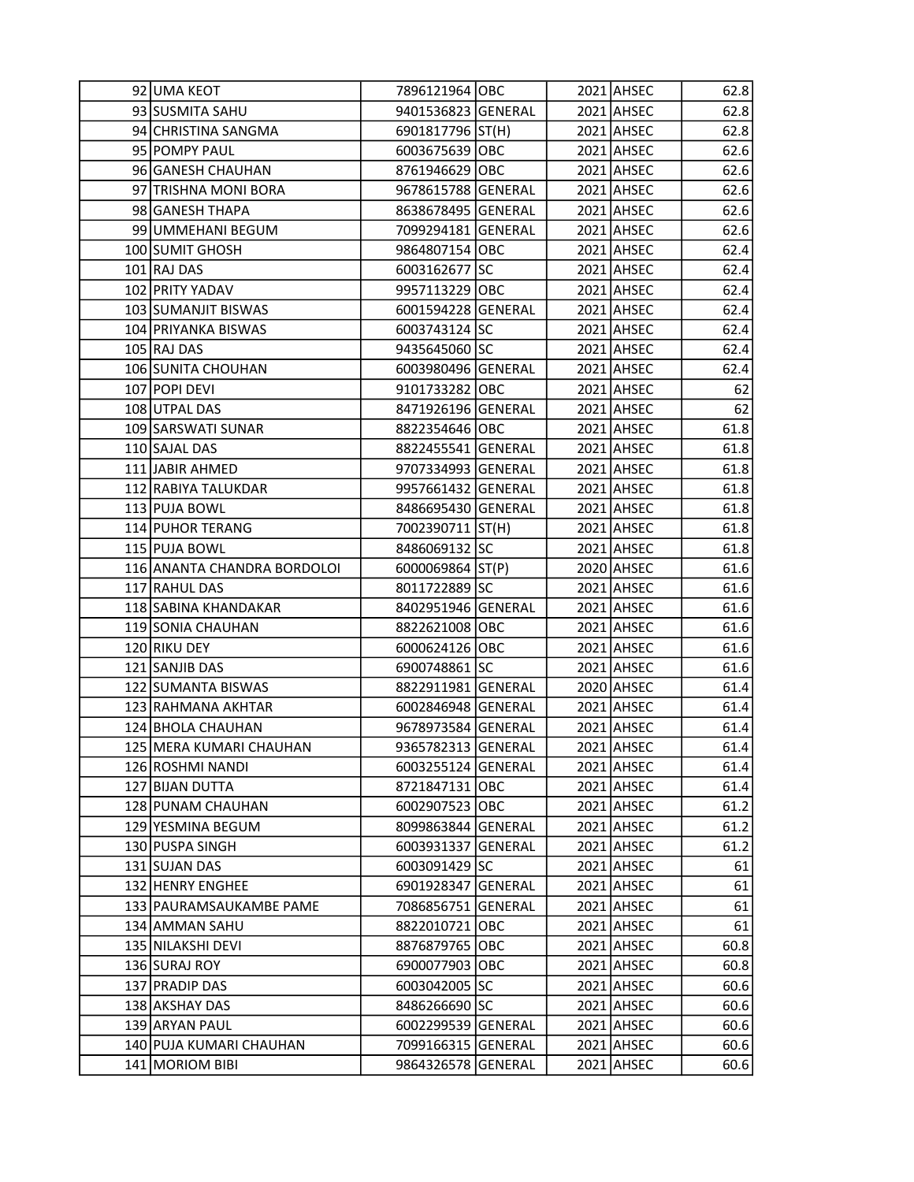| | | | | | | |
|---|---|---|---|---|---|---|
| 92 | UMA KEOT | 7896121964 | OBC | 2021 | AHSEC | 62.8 |
| 93 | SUSMITA SAHU | 9401536823 | GENERAL | 2021 | AHSEC | 62.8 |
| 94 | CHRISTINA SANGMA | 6901817796 | ST(H) | 2021 | AHSEC | 62.8 |
| 95 | POMPY PAUL | 6003675639 | OBC | 2021 | AHSEC | 62.6 |
| 96 | GANESH CHAUHAN | 8761946629 | OBC | 2021 | AHSEC | 62.6 |
| 97 | TRISHNA MONI BORA | 9678615788 | GENERAL | 2021 | AHSEC | 62.6 |
| 98 | GANESH THAPA | 8638678495 | GENERAL | 2021 | AHSEC | 62.6 |
| 99 | UMMEHANI BEGUM | 7099294181 | GENERAL | 2021 | AHSEC | 62.6 |
| 100 | SUMIT GHOSH | 9864807154 | OBC | 2021 | AHSEC | 62.4 |
| 101 | RAJ DAS | 6003162677 | SC | 2021 | AHSEC | 62.4 |
| 102 | PRITY YADAV | 9957113229 | OBC | 2021 | AHSEC | 62.4 |
| 103 | SUMANJIT BISWAS | 6001594228 | GENERAL | 2021 | AHSEC | 62.4 |
| 104 | PRIYANKA BISWAS | 6003743124 | SC | 2021 | AHSEC | 62.4 |
| 105 | RAJ DAS | 9435645060 | SC | 2021 | AHSEC | 62.4 |
| 106 | SUNITA CHOUHAN | 6003980496 | GENERAL | 2021 | AHSEC | 62.4 |
| 107 | POPI DEVI | 9101733282 | OBC | 2021 | AHSEC | 62 |
| 108 | UTPAL DAS | 8471926196 | GENERAL | 2021 | AHSEC | 62 |
| 109 | SARSWATI SUNAR | 8822354646 | OBC | 2021 | AHSEC | 61.8 |
| 110 | SAJAL DAS | 8822455541 | GENERAL | 2021 | AHSEC | 61.8 |
| 111 | JABIR AHMED | 9707334993 | GENERAL | 2021 | AHSEC | 61.8 |
| 112 | RABIYA TALUKDAR | 9957661432 | GENERAL | 2021 | AHSEC | 61.8 |
| 113 | PUJA BOWL | 8486695430 | GENERAL | 2021 | AHSEC | 61.8 |
| 114 | PUHOR TERANG | 7002390711 | ST(H) | 2021 | AHSEC | 61.8 |
| 115 | PUJA BOWL | 8486069132 | SC | 2021 | AHSEC | 61.8 |
| 116 | ANANTA CHANDRA BORDOLOI | 6000069864 | ST(P) | 2020 | AHSEC | 61.6 |
| 117 | RAHUL DAS | 8011722889 | SC | 2021 | AHSEC | 61.6 |
| 118 | SABINA KHANDAKAR | 8402951946 | GENERAL | 2021 | AHSEC | 61.6 |
| 119 | SONIA CHAUHAN | 8822621008 | OBC | 2021 | AHSEC | 61.6 |
| 120 | RIKU DEY | 6000624126 | OBC | 2021 | AHSEC | 61.6 |
| 121 | SANJIB DAS | 6900748861 | SC | 2021 | AHSEC | 61.6 |
| 122 | SUMANTA BISWAS | 8822911981 | GENERAL | 2020 | AHSEC | 61.4 |
| 123 | RAHMANA AKHTAR | 6002846948 | GENERAL | 2021 | AHSEC | 61.4 |
| 124 | BHOLA CHAUHAN | 9678973584 | GENERAL | 2021 | AHSEC | 61.4 |
| 125 | MERA KUMARI CHAUHAN | 9365782313 | GENERAL | 2021 | AHSEC | 61.4 |
| 126 | ROSHMI NANDI | 6003255124 | GENERAL | 2021 | AHSEC | 61.4 |
| 127 | BIJAN DUTTA | 8721847131 | OBC | 2021 | AHSEC | 61.4 |
| 128 | PUNAM CHAUHAN | 6002907523 | OBC | 2021 | AHSEC | 61.2 |
| 129 | YESMINA BEGUM | 8099863844 | GENERAL | 2021 | AHSEC | 61.2 |
| 130 | PUSPA SINGH | 6003931337 | GENERAL | 2021 | AHSEC | 61.2 |
| 131 | SUJAN DAS | 6003091429 | SC | 2021 | AHSEC | 61 |
| 132 | HENRY ENGHEE | 6901928347 | GENERAL | 2021 | AHSEC | 61 |
| 133 | PAURAMSAUKAMBE PAME | 7086856751 | GENERAL | 2021 | AHSEC | 61 |
| 134 | AMMAN SAHU | 8822010721 | OBC | 2021 | AHSEC | 61 |
| 135 | NILAKSHI DEVI | 8876879765 | OBC | 2021 | AHSEC | 60.8 |
| 136 | SURAJ ROY | 6900077903 | OBC | 2021 | AHSEC | 60.8 |
| 137 | PRADIP DAS | 6003042005 | SC | 2021 | AHSEC | 60.6 |
| 138 | AKSHAY DAS | 8486266690 | SC | 2021 | AHSEC | 60.6 |
| 139 | ARYAN PAUL | 6002299539 | GENERAL | 2021 | AHSEC | 60.6 |
| 140 | PUJA KUMARI CHAUHAN | 7099166315 | GENERAL | 2021 | AHSEC | 60.6 |
| 141 | MORIOM BIBI | 9864326578 | GENERAL | 2021 | AHSEC | 60.6 |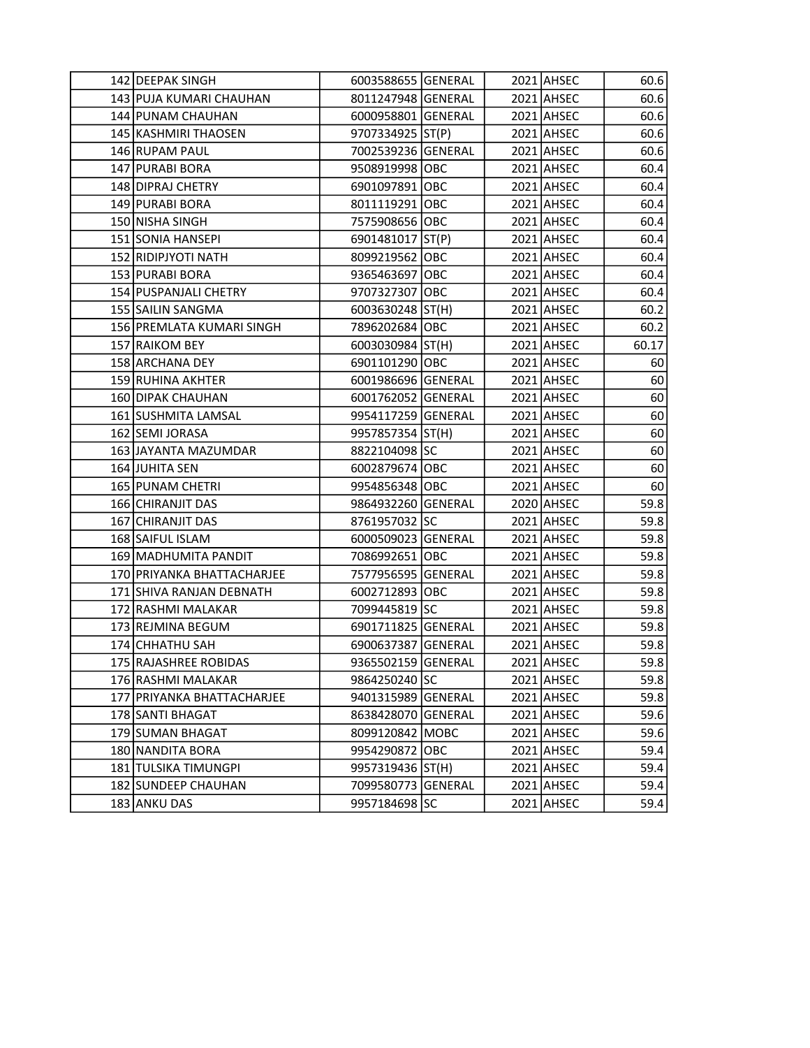| | | | | | | |
|---|---|---|---|---|---|---|
| 142 | DEEPAK SINGH | 6003588655 | GENERAL | 2021 | AHSEC | 60.6 |
| 143 | PUJA KUMARI CHAUHAN | 8011247948 | GENERAL | 2021 | AHSEC | 60.6 |
| 144 | PUNAM CHAUHAN | 6000958801 | GENERAL | 2021 | AHSEC | 60.6 |
| 145 | KASHMIRI THAOSEN | 9707334925 | ST(P) | 2021 | AHSEC | 60.6 |
| 146 | RUPAM PAUL | 7002539236 | GENERAL | 2021 | AHSEC | 60.6 |
| 147 | PURABI BORA | 9508919998 | OBC | 2021 | AHSEC | 60.4 |
| 148 | DIPRAJ CHETRY | 6901097891 | OBC | 2021 | AHSEC | 60.4 |
| 149 | PURABI BORA | 8011119291 | OBC | 2021 | AHSEC | 60.4 |
| 150 | NISHA SINGH | 7575908656 | OBC | 2021 | AHSEC | 60.4 |
| 151 | SONIA HANSEPI | 6901481017 | ST(P) | 2021 | AHSEC | 60.4 |
| 152 | RIDIPJYOTI NATH | 8099219562 | OBC | 2021 | AHSEC | 60.4 |
| 153 | PURABI BORA | 9365463697 | OBC | 2021 | AHSEC | 60.4 |
| 154 | PUSPANJALI CHETRY | 9707327307 | OBC | 2021 | AHSEC | 60.4 |
| 155 | SAILIN SANGMA | 6003630248 | ST(H) | 2021 | AHSEC | 60.2 |
| 156 | PREMLATA KUMARI SINGH | 7896202684 | OBC | 2021 | AHSEC | 60.2 |
| 157 | RAIKOM BEY | 6003030984 | ST(H) | 2021 | AHSEC | 60.17 |
| 158 | ARCHANA DEY | 6901101290 | OBC | 2021 | AHSEC | 60 |
| 159 | RUHINA AKHTER | 6001986696 | GENERAL | 2021 | AHSEC | 60 |
| 160 | DIPAK CHAUHAN | 6001762052 | GENERAL | 2021 | AHSEC | 60 |
| 161 | SUSHMITA LAMSAL | 9954117259 | GENERAL | 2021 | AHSEC | 60 |
| 162 | SEMI JORASA | 9957857354 | ST(H) | 2021 | AHSEC | 60 |
| 163 | JAYANTA MAZUMDAR | 8822104098 | SC | 2021 | AHSEC | 60 |
| 164 | JUHITA SEN | 6002879674 | OBC | 2021 | AHSEC | 60 |
| 165 | PUNAM CHETRI | 9954856348 | OBC | 2021 | AHSEC | 60 |
| 166 | CHIRANJIT DAS | 9864932260 | GENERAL | 2020 | AHSEC | 59.8 |
| 167 | CHIRANJIT DAS | 8761957032 | SC | 2021 | AHSEC | 59.8 |
| 168 | SAIFUL ISLAM | 6000509023 | GENERAL | 2021 | AHSEC | 59.8 |
| 169 | MADHUMITA PANDIT | 7086992651 | OBC | 2021 | AHSEC | 59.8 |
| 170 | PRIYANKA BHATTACHARJEE | 7577956595 | GENERAL | 2021 | AHSEC | 59.8 |
| 171 | SHIVA RANJAN DEBNATH | 6002712893 | OBC | 2021 | AHSEC | 59.8 |
| 172 | RASHMI MALAKAR | 7099445819 | SC | 2021 | AHSEC | 59.8 |
| 173 | REJMINA BEGUM | 6901711825 | GENERAL | 2021 | AHSEC | 59.8 |
| 174 | CHHATHU SAH | 6900637387 | GENERAL | 2021 | AHSEC | 59.8 |
| 175 | RAJASHREE ROBIDAS | 9365502159 | GENERAL | 2021 | AHSEC | 59.8 |
| 176 | RASHMI MALAKAR | 9864250240 | SC | 2021 | AHSEC | 59.8 |
| 177 | PRIYANKA BHATTACHARJEE | 9401315989 | GENERAL | 2021 | AHSEC | 59.8 |
| 178 | SANTI BHAGAT | 8638428070 | GENERAL | 2021 | AHSEC | 59.6 |
| 179 | SUMAN BHAGAT | 8099120842 | MOBC | 2021 | AHSEC | 59.6 |
| 180 | NANDITA BORA | 9954290872 | OBC | 2021 | AHSEC | 59.4 |
| 181 | TULSIKA TIMUNGPI | 9957319436 | ST(H) | 2021 | AHSEC | 59.4 |
| 182 | SUNDEEP CHAUHAN | 7099580773 | GENERAL | 2021 | AHSEC | 59.4 |
| 183 | ANKU DAS | 9957184698 | SC | 2021 | AHSEC | 59.4 |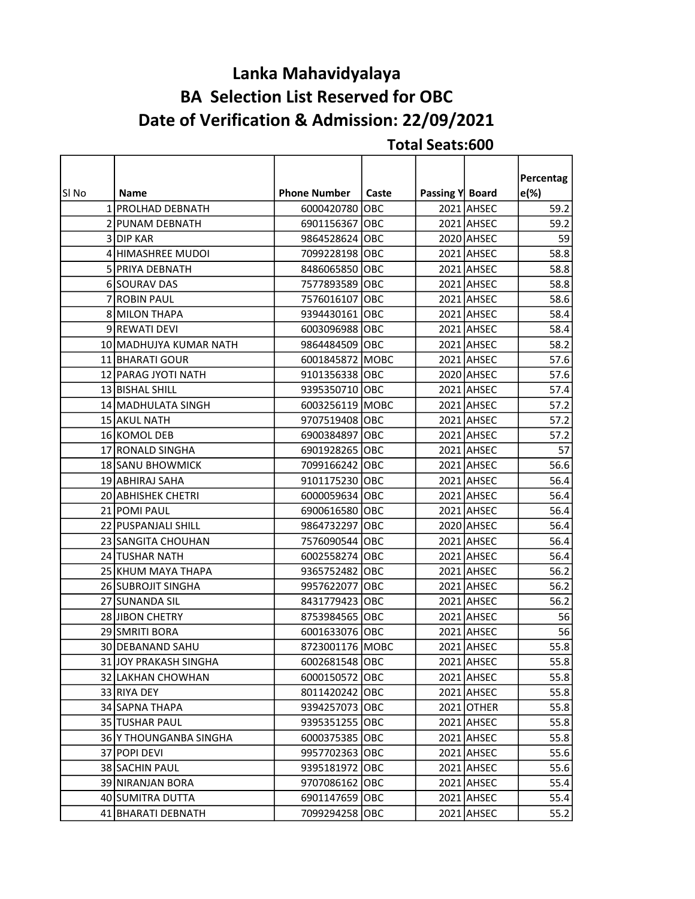# Lanka Mahavidyalaya

## BA Selection List Reserved for OBC

## Date of Verification & Admission: 22/09/2021

**Total Seats:600**

| Sl No | Name | Phone Number | Caste | Passing Y | Board | Percentage(%) |
|---|---|---|---|---|---|---|
| 1 | PROLHAD DEBNATH | 6000420780 | OBC | 2021 | AHSEC | 59.2 |
| 2 | PUNAM DEBNATH | 6901156367 | OBC | 2021 | AHSEC | 59.2 |
| 3 | DIP KAR | 9864528624 | OBC | 2020 | AHSEC | 59 |
| 4 | HIMASHREE MUDOI | 7099228198 | OBC | 2021 | AHSEC | 58.8 |
| 5 | PRIYA DEBNATH | 8486065850 | OBC | 2021 | AHSEC | 58.8 |
| 6 | SOURAV DAS | 7577893589 | OBC | 2021 | AHSEC | 58.8 |
| 7 | ROBIN PAUL | 7576016107 | OBC | 2021 | AHSEC | 58.6 |
| 8 | MILON THAPA | 9394430161 | OBC | 2021 | AHSEC | 58.4 |
| 9 | REWATI DEVI | 6003096988 | OBC | 2021 | AHSEC | 58.4 |
| 10 | MADHUJYA KUMAR NATH | 9864484509 | OBC | 2021 | AHSEC | 58.2 |
| 11 | BHARATI GOUR | 6001845872 | MOBC | 2021 | AHSEC | 57.6 |
| 12 | PARAG JYOTI NATH | 9101356338 | OBC | 2020 | AHSEC | 57.6 |
| 13 | BISHAL SHILL | 9395350710 | OBC | 2021 | AHSEC | 57.4 |
| 14 | MADHULATA SINGH | 6003256119 | MOBC | 2021 | AHSEC | 57.2 |
| 15 | AKUL NATH | 9707519408 | OBC | 2021 | AHSEC | 57.2 |
| 16 | KOMOL DEB | 6900384897 | OBC | 2021 | AHSEC | 57.2 |
| 17 | RONALD SINGHA | 6901928265 | OBC | 2021 | AHSEC | 57 |
| 18 | SANU BHOWMICK | 7099166242 | OBC | 2021 | AHSEC | 56.6 |
| 19 | ABHIRAJ SAHA | 9101175230 | OBC | 2021 | AHSEC | 56.4 |
| 20 | ABHISHEK CHETRI | 6000059634 | OBC | 2021 | AHSEC | 56.4 |
| 21 | POMI PAUL | 6900616580 | OBC | 2021 | AHSEC | 56.4 |
| 22 | PUSPANJALI SHILL | 9864732297 | OBC | 2020 | AHSEC | 56.4 |
| 23 | SANGITA CHOUHAN | 7576090544 | OBC | 2021 | AHSEC | 56.4 |
| 24 | TUSHAR NATH | 6002558274 | OBC | 2021 | AHSEC | 56.4 |
| 25 | KHUM MAYA THAPA | 9365752482 | OBC | 2021 | AHSEC | 56.2 |
| 26 | SUBROJIT SINGHA | 9957622077 | OBC | 2021 | AHSEC | 56.2 |
| 27 | SUNANDA SIL | 8431779423 | OBC | 2021 | AHSEC | 56.2 |
| 28 | JIBON CHETRY | 8753984565 | OBC | 2021 | AHSEC | 56 |
| 29 | SMRITI BORA | 6001633076 | OBC | 2021 | AHSEC | 56 |
| 30 | DEBANAND SAHU | 8723001176 | MOBC | 2021 | AHSEC | 55.8 |
| 31 | JOY PRAKASH SINGHA | 6002681548 | OBC | 2021 | AHSEC | 55.8 |
| 32 | LAKHAN CHOWHAN | 6000150572 | OBC | 2021 | AHSEC | 55.8 |
| 33 | RIYA DEY | 8011420242 | OBC | 2021 | AHSEC | 55.8 |
| 34 | SAPNA THAPA | 9394257073 | OBC | 2021 | OTHER | 55.8 |
| 35 | TUSHAR PAUL | 9395351255 | OBC | 2021 | AHSEC | 55.8 |
| 36 | Y THOUNGANBA SINGHA | 6000375385 | OBC | 2021 | AHSEC | 55.8 |
| 37 | POPI DEVI | 9957702363 | OBC | 2021 | AHSEC | 55.6 |
| 38 | SACHIN PAUL | 9395181972 | OBC | 2021 | AHSEC | 55.6 |
| 39 | NIRANJAN BORA | 9707086162 | OBC | 2021 | AHSEC | 55.4 |
| 40 | SUMITRA DUTTA | 6901147659 | OBC | 2021 | AHSEC | 55.4 |
| 41 | BHARATI DEBNATH | 7099294258 | OBC | 2021 | AHSEC | 55.2 |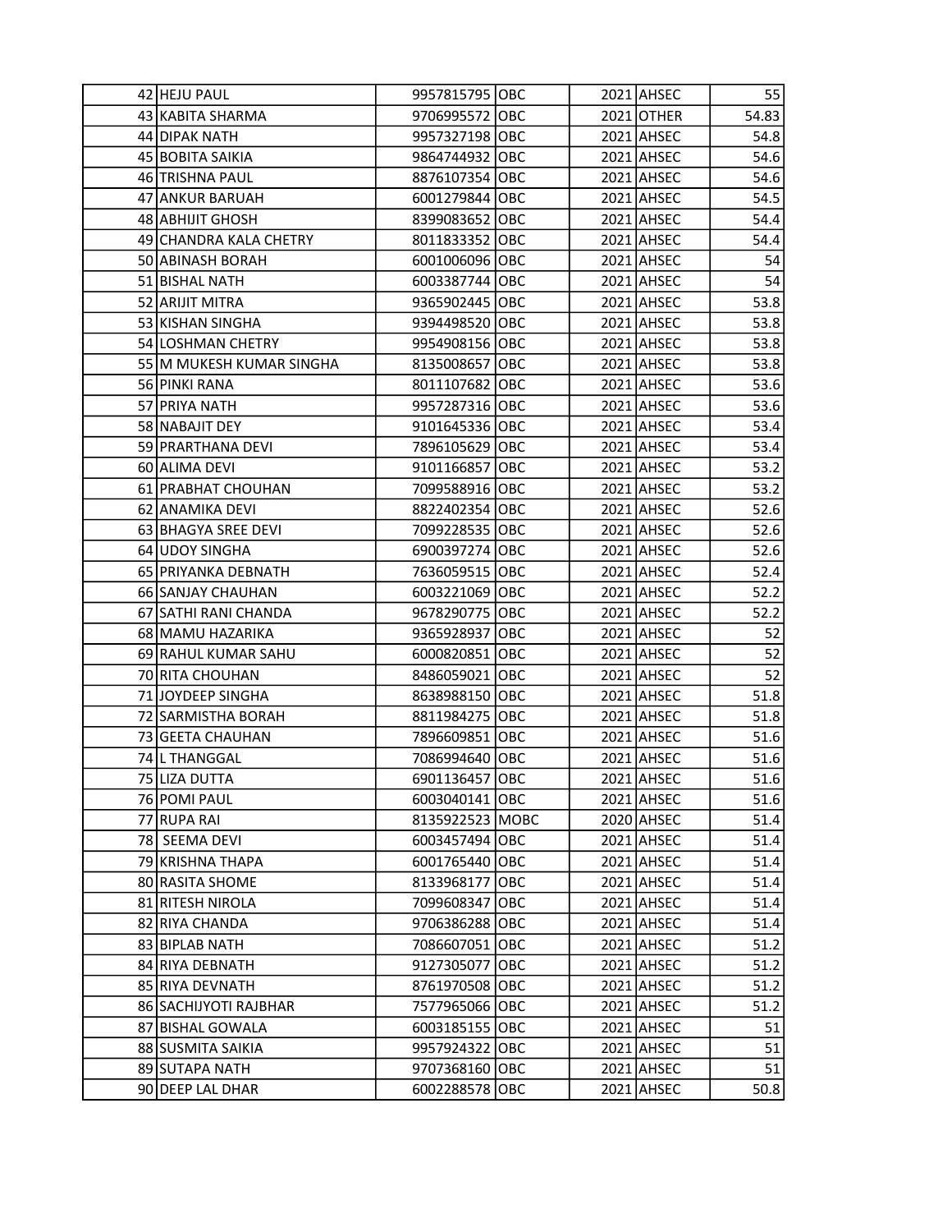| | | | | | | |
|---|---|---|---|---|---|---|
| 42 | HEJU PAUL | 9957815795 | OBC | 2021 | AHSEC | 55 |
| 43 | KABITA SHARMA | 9706995572 | OBC | 2021 | OTHER | 54.83 |
| 44 | DIPAK NATH | 9957327198 | OBC | 2021 | AHSEC | 54.8 |
| 45 | BOBITA SAIKIA | 9864744932 | OBC | 2021 | AHSEC | 54.6 |
| 46 | TRISHNA PAUL | 8876107354 | OBC | 2021 | AHSEC | 54.6 |
| 47 | ANKUR BARUAH | 6001279844 | OBC | 2021 | AHSEC | 54.5 |
| 48 | ABHIJIT GHOSH | 8399083652 | OBC | 2021 | AHSEC | 54.4 |
| 49 | CHANDRA KALA CHETRY | 8011833352 | OBC | 2021 | AHSEC | 54.4 |
| 50 | ABINASH BORAH | 6001006096 | OBC | 2021 | AHSEC | 54 |
| 51 | BISHAL NATH | 6003387744 | OBC | 2021 | AHSEC | 54 |
| 52 | ARIJIT MITRA | 9365902445 | OBC | 2021 | AHSEC | 53.8 |
| 53 | KISHAN SINGHA | 9394498520 | OBC | 2021 | AHSEC | 53.8 |
| 54 | LOSHMAN CHETRY | 9954908156 | OBC | 2021 | AHSEC | 53.8 |
| 55 | M MUKESH KUMAR SINGHA | 8135008657 | OBC | 2021 | AHSEC | 53.8 |
| 56 | PINKI RANA | 8011107682 | OBC | 2021 | AHSEC | 53.6 |
| 57 | PRIYA NATH | 9957287316 | OBC | 2021 | AHSEC | 53.6 |
| 58 | NABAJIT DEY | 9101645336 | OBC | 2021 | AHSEC | 53.4 |
| 59 | PRARTHANA DEVI | 7896105629 | OBC | 2021 | AHSEC | 53.4 |
| 60 | ALIMA DEVI | 9101166857 | OBC | 2021 | AHSEC | 53.2 |
| 61 | PRABHAT CHOUHAN | 7099588916 | OBC | 2021 | AHSEC | 53.2 |
| 62 | ANAMIKA DEVI | 8822402354 | OBC | 2021 | AHSEC | 52.6 |
| 63 | BHAGYA SREE DEVI | 7099228535 | OBC | 2021 | AHSEC | 52.6 |
| 64 | UDOY SINGHA | 6900397274 | OBC | 2021 | AHSEC | 52.6 |
| 65 | PRIYANKA DEBNATH | 7636059515 | OBC | 2021 | AHSEC | 52.4 |
| 66 | SANJAY CHAUHAN | 6003221069 | OBC | 2021 | AHSEC | 52.2 |
| 67 | SATHI RANI CHANDA | 9678290775 | OBC | 2021 | AHSEC | 52.2 |
| 68 | MAMU HAZARIKA | 9365928937 | OBC | 2021 | AHSEC | 52 |
| 69 | RAHUL KUMAR SAHU | 6000820851 | OBC | 2021 | AHSEC | 52 |
| 70 | RITA CHOUHAN | 8486059021 | OBC | 2021 | AHSEC | 52 |
| 71 | JOYDEEP SINGHA | 8638988150 | OBC | 2021 | AHSEC | 51.8 |
| 72 | SARMISTHA BORAH | 8811984275 | OBC | 2021 | AHSEC | 51.8 |
| 73 | GEETA CHAUHAN | 7896609851 | OBC | 2021 | AHSEC | 51.6 |
| 74 | L THANGGAL | 7086994640 | OBC | 2021 | AHSEC | 51.6 |
| 75 | LIZA DUTTA | 6901136457 | OBC | 2021 | AHSEC | 51.6 |
| 76 | POMI PAUL | 6003040141 | OBC | 2021 | AHSEC | 51.6 |
| 77 | RUPA RAI | 8135922523 | MOBC | 2020 | AHSEC | 51.4 |
| 78 | SEEMA DEVI | 6003457494 | OBC | 2021 | AHSEC | 51.4 |
| 79 | KRISHNA THAPA | 6001765440 | OBC | 2021 | AHSEC | 51.4 |
| 80 | RASITA SHOME | 8133968177 | OBC | 2021 | AHSEC | 51.4 |
| 81 | RITESH NIROLA | 7099608347 | OBC | 2021 | AHSEC | 51.4 |
| 82 | RIYA CHANDA | 9706386288 | OBC | 2021 | AHSEC | 51.4 |
| 83 | BIPLAB NATH | 7086607051 | OBC | 2021 | AHSEC | 51.2 |
| 84 | RIYA DEBNATH | 9127305077 | OBC | 2021 | AHSEC | 51.2 |
| 85 | RIYA DEVNATH | 8761970508 | OBC | 2021 | AHSEC | 51.2 |
| 86 | SACHIJYOTI RAJBHAR | 7577965066 | OBC | 2021 | AHSEC | 51.2 |
| 87 | BISHAL GOWALA | 6003185155 | OBC | 2021 | AHSEC | 51 |
| 88 | SUSMITA SAIKIA | 9957924322 | OBC | 2021 | AHSEC | 51 |
| 89 | SUTAPA NATH | 9707368160 | OBC | 2021 | AHSEC | 51 |
| 90 | DEEP LAL DHAR | 6002288578 | OBC | 2021 | AHSEC | 50.8 |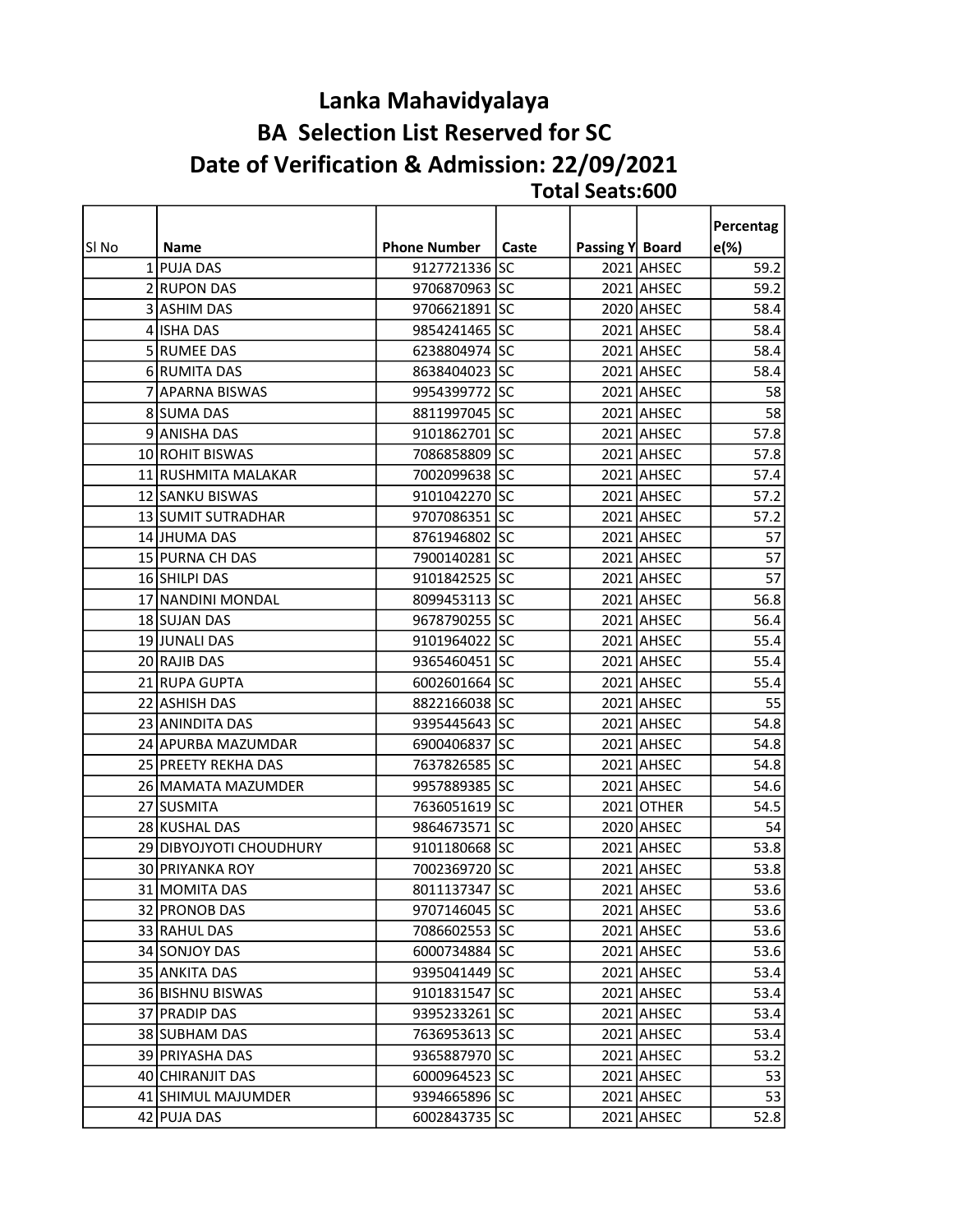# Lanka Mahavidyalaya

## BA Selection List Reserved for SC

## Date of Verification & Admission: 22/09/2021

**Total Seats:600**

| Sl No | Name | Phone Number | Caste | Passing Y | Board | Percentage(%) |
|---|---|---|---|---|---|---|
| 1 | PUJA DAS | 9127721336 | SC | 2021 | AHSEC | 59.2 |
| 2 | RUPON DAS | 9706870963 | SC | 2021 | AHSEC | 59.2 |
| 3 | ASHIM DAS | 9706621891 | SC | 2020 | AHSEC | 58.4 |
| 4 | ISHA DAS | 9854241465 | SC | 2021 | AHSEC | 58.4 |
| 5 | RUMEE DAS | 6238804974 | SC | 2021 | AHSEC | 58.4 |
| 6 | RUMITA DAS | 8638404023 | SC | 2021 | AHSEC | 58.4 |
| 7 | APARNA BISWAS | 9954399772 | SC | 2021 | AHSEC | 58 |
| 8 | SUMA DAS | 8811997045 | SC | 2021 | AHSEC | 58 |
| 9 | ANISHA DAS | 9101862701 | SC | 2021 | AHSEC | 57.8 |
| 10 | ROHIT BISWAS | 7086858809 | SC | 2021 | AHSEC | 57.8 |
| 11 | RUSHMITA MALAKAR | 7002099638 | SC | 2021 | AHSEC | 57.4 |
| 12 | SANKU BISWAS | 9101042270 | SC | 2021 | AHSEC | 57.2 |
| 13 | SUMIT SUTRADHAR | 9707086351 | SC | 2021 | AHSEC | 57.2 |
| 14 | JHUMA DAS | 8761946802 | SC | 2021 | AHSEC | 57 |
| 15 | PURNA CH DAS | 7900140281 | SC | 2021 | AHSEC | 57 |
| 16 | SHILPI DAS | 9101842525 | SC | 2021 | AHSEC | 57 |
| 17 | NANDINI MONDAL | 8099453113 | SC | 2021 | AHSEC | 56.8 |
| 18 | SUJAN DAS | 9678790255 | SC | 2021 | AHSEC | 56.4 |
| 19 | JUNALI DAS | 9101964022 | SC | 2021 | AHSEC | 55.4 |
| 20 | RAJIB DAS | 9365460451 | SC | 2021 | AHSEC | 55.4 |
| 21 | RUPA GUPTA | 6002601664 | SC | 2021 | AHSEC | 55.4 |
| 22 | ASHISH DAS | 8822166038 | SC | 2021 | AHSEC | 55 |
| 23 | ANINDITA DAS | 9395445643 | SC | 2021 | AHSEC | 54.8 |
| 24 | APURBA MAZUMDAR | 6900406837 | SC | 2021 | AHSEC | 54.8 |
| 25 | PREETY REKHA DAS | 7637826585 | SC | 2021 | AHSEC | 54.8 |
| 26 | MAMATA MAZUMDER | 9957889385 | SC | 2021 | AHSEC | 54.6 |
| 27 | SUSMITA | 7636051619 | SC | 2021 | OTHER | 54.5 |
| 28 | KUSHAL DAS | 9864673571 | SC | 2020 | AHSEC | 54 |
| 29 | DIBYOJYOTI CHOUDHURY | 9101180668 | SC | 2021 | AHSEC | 53.8 |
| 30 | PRIYANKA ROY | 7002369720 | SC | 2021 | AHSEC | 53.8 |
| 31 | MOMITA DAS | 8011137347 | SC | 2021 | AHSEC | 53.6 |
| 32 | PRONOB DAS | 9707146045 | SC | 2021 | AHSEC | 53.6 |
| 33 | RAHUL DAS | 7086602553 | SC | 2021 | AHSEC | 53.6 |
| 34 | SONJOY DAS | 6000734884 | SC | 2021 | AHSEC | 53.6 |
| 35 | ANKITA DAS | 9395041449 | SC | 2021 | AHSEC | 53.4 |
| 36 | BISHNU BISWAS | 9101831547 | SC | 2021 | AHSEC | 53.4 |
| 37 | PRADIP DAS | 9395233261 | SC | 2021 | AHSEC | 53.4 |
| 38 | SUBHAM DAS | 7636953613 | SC | 2021 | AHSEC | 53.4 |
| 39 | PRIYASHA DAS | 9365887970 | SC | 2021 | AHSEC | 53.2 |
| 40 | CHIRANJIT DAS | 6000964523 | SC | 2021 | AHSEC | 53 |
| 41 | SHIMUL MAJUMDER | 9394665896 | SC | 2021 | AHSEC | 53 |
| 42 | PUJA DAS | 6002843735 | SC | 2021 | AHSEC | 52.8 |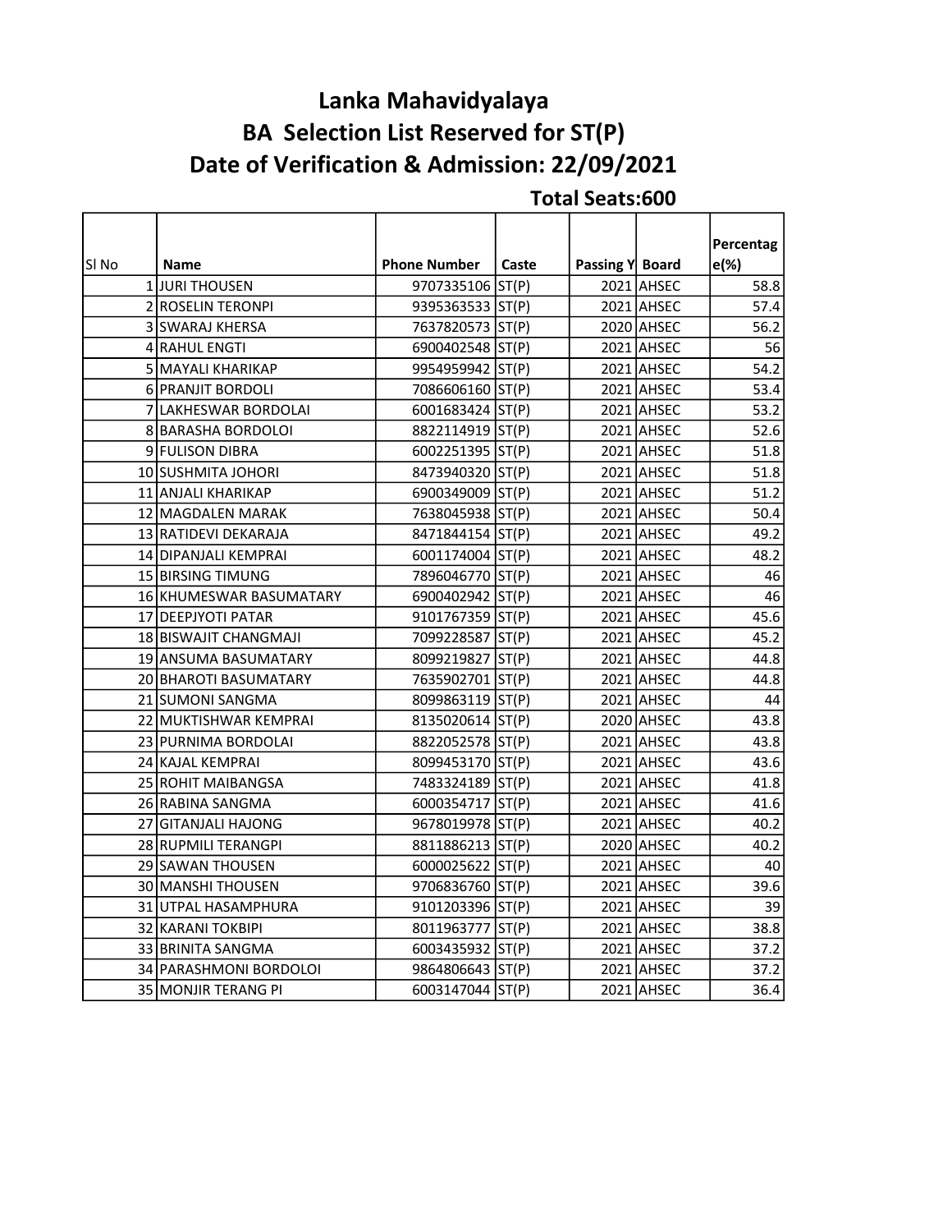# Lanka Mahavidyalaya

## BA Selection List Reserved for ST(P)

## Date of Verification & Admission: 22/09/2021

**Total Seats:600**

| Sl No | Name | Phone Number | Caste | Passing Y | Board | Percentage(%) |
|---|---|---|---|---|---|---|
| 1 | JURI THOUSEN | 9707335106 | ST(P) | 2021 | AHSEC | 58.8 |
| 2 | ROSELIN TERONPI | 9395363533 | ST(P) | 2021 | AHSEC | 57.4 |
| 3 | SWARAJ KHERSA | 7637820573 | ST(P) | 2020 | AHSEC | 56.2 |
| 4 | RAHUL ENGTI | 6900402548 | ST(P) | 2021 | AHSEC | 56 |
| 5 | MAYALI KHARIKAP | 9954959942 | ST(P) | 2021 | AHSEC | 54.2 |
| 6 | PRANJIT BORDOLI | 7086606160 | ST(P) | 2021 | AHSEC | 53.4 |
| 7 | LAKHESWAR BORDOLAI | 6001683424 | ST(P) | 2021 | AHSEC | 53.2 |
| 8 | BARASHA BORDOLOI | 8822114919 | ST(P) | 2021 | AHSEC | 52.6 |
| 9 | FULISON DIBRA | 6002251395 | ST(P) | 2021 | AHSEC | 51.8 |
| 10 | SUSHMITA JOHORI | 8473940320 | ST(P) | 2021 | AHSEC | 51.8 |
| 11 | ANJALI KHARIKAP | 6900349009 | ST(P) | 2021 | AHSEC | 51.2 |
| 12 | MAGDALEN MARAK | 7638045938 | ST(P) | 2021 | AHSEC | 50.4 |
| 13 | RATIDEVI DEKARAJA | 8471844154 | ST(P) | 2021 | AHSEC | 49.2 |
| 14 | DIPANJALI KEMPRAI | 6001174004 | ST(P) | 2021 | AHSEC | 48.2 |
| 15 | BIRSING TIMUNG | 7896046770 | ST(P) | 2021 | AHSEC | 46 |
| 16 | KHUMESWAR BASUMATARY | 6900402942 | ST(P) | 2021 | AHSEC | 46 |
| 17 | DEEPJYOTI PATAR | 9101767359 | ST(P) | 2021 | AHSEC | 45.6 |
| 18 | BISWAJIT CHANGMAJI | 7099228587 | ST(P) | 2021 | AHSEC | 45.2 |
| 19 | ANSUMA BASUMATARY | 8099219827 | ST(P) | 2021 | AHSEC | 44.8 |
| 20 | BHAROTI BASUMATARY | 7635902701 | ST(P) | 2021 | AHSEC | 44.8 |
| 21 | SUMONI SANGMA | 8099863119 | ST(P) | 2021 | AHSEC | 44 |
| 22 | MUKTISHWAR KEMPRAI | 8135020614 | ST(P) | 2020 | AHSEC | 43.8 |
| 23 | PURNIMA BORDOLAI | 8822052578 | ST(P) | 2021 | AHSEC | 43.8 |
| 24 | KAJAL KEMPRAI | 8099453170 | ST(P) | 2021 | AHSEC | 43.6 |
| 25 | ROHIT MAIBANGSA | 7483324189 | ST(P) | 2021 | AHSEC | 41.8 |
| 26 | RABINA SANGMA | 6000354717 | ST(P) | 2021 | AHSEC | 41.6 |
| 27 | GITANJALI HAJONG | 9678019978 | ST(P) | 2021 | AHSEC | 40.2 |
| 28 | RUPMILI TERANGPI | 8811886213 | ST(P) | 2020 | AHSEC | 40.2 |
| 29 | SAWAN THOUSEN | 6000025622 | ST(P) | 2021 | AHSEC | 40 |
| 30 | MANSHI THOUSEN | 9706836760 | ST(P) | 2021 | AHSEC | 39.6 |
| 31 | UTPAL HASAMPHURA | 9101203396 | ST(P) | 2021 | AHSEC | 39 |
| 32 | KARANI TOKBIPI | 8011963777 | ST(P) | 2021 | AHSEC | 38.8 |
| 33 | BRINITA SANGMA | 6003435932 | ST(P) | 2021 | AHSEC | 37.2 |
| 34 | PARASHMONI BORDOLOI | 9864806643 | ST(P) | 2021 | AHSEC | 37.2 |
| 35 | MONJIR TERANG PI | 6003147044 | ST(P) | 2021 | AHSEC | 36.4 |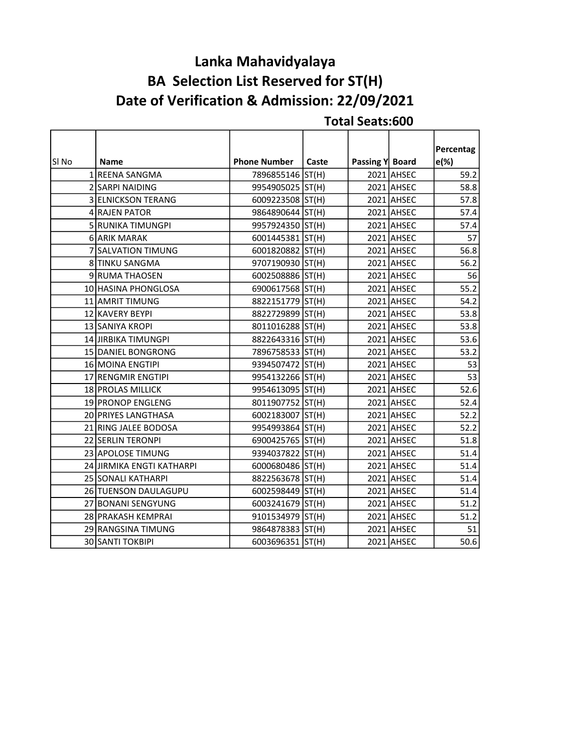# Lanka Mahavidyalaya

## BA Selection List Reserved for ST(H)

## Date of Verification & Admission: 22/09/2021

**Total Seats:600**

| Sl No | Name | Phone Number | Caste | Passing Y | Board | Percentage(%) |
|---|---|---|---|---|---|---|
| 1 | REENA SANGMA | 7896855146 | ST(H) | 2021 | AHSEC | 59.2 |
| 2 | SARPI NAIDING | 9954905025 | ST(H) | 2021 | AHSEC | 58.8 |
| 3 | ELNICKSON TERANG | 6009223508 | ST(H) | 2021 | AHSEC | 57.8 |
| 4 | RAJEN PATOR | 9864890644 | ST(H) | 2021 | AHSEC | 57.4 |
| 5 | RUNIKA TIMUNGPI | 9957924350 | ST(H) | 2021 | AHSEC | 57.4 |
| 6 | ARIK MARAK | 6001445381 | ST(H) | 2021 | AHSEC | 57 |
| 7 | SALVATION TIMUNG | 6001820882 | ST(H) | 2021 | AHSEC | 56.8 |
| 8 | TINKU SANGMA | 9707190930 | ST(H) | 2021 | AHSEC | 56.2 |
| 9 | RUMA THAOSEN | 6002508886 | ST(H) | 2021 | AHSEC | 56 |
| 10 | HASINA PHONGLOSA | 6900617568 | ST(H) | 2021 | AHSEC | 55.2 |
| 11 | AMRIT TIMUNG | 8822151779 | ST(H) | 2021 | AHSEC | 54.2 |
| 12 | KAVERY BEYPI | 8822729899 | ST(H) | 2021 | AHSEC | 53.8 |
| 13 | SANIYA KROPI | 8011016288 | ST(H) | 2021 | AHSEC | 53.8 |
| 14 | JIRBIKA TIMUNGPI | 8822643316 | ST(H) | 2021 | AHSEC | 53.6 |
| 15 | DANIEL BONGRONG | 7896758533 | ST(H) | 2021 | AHSEC | 53.2 |
| 16 | MOINA ENGTIPI | 9394507472 | ST(H) | 2021 | AHSEC | 53 |
| 17 | RENGMIR ENGTIPI | 9954132266 | ST(H) | 2021 | AHSEC | 53 |
| 18 | PROLAS MILLICK | 9954613095 | ST(H) | 2021 | AHSEC | 52.6 |
| 19 | PRONOP ENGLENG | 8011907752 | ST(H) | 2021 | AHSEC | 52.4 |
| 20 | PRIYES LANGTHASA | 6002183007 | ST(H) | 2021 | AHSEC | 52.2 |
| 21 | RING JALEE BODOSA | 9954993864 | ST(H) | 2021 | AHSEC | 52.2 |
| 22 | SERLIN TERONPI | 6900425765 | ST(H) | 2021 | AHSEC | 51.8 |
| 23 | APOLOSE TIMUNG | 9394037822 | ST(H) | 2021 | AHSEC | 51.4 |
| 24 | JIRMIKA ENGTI KATHARPI | 6000680486 | ST(H) | 2021 | AHSEC | 51.4 |
| 25 | SONALI KATHARPI | 8822563678 | ST(H) | 2021 | AHSEC | 51.4 |
| 26 | TUENSON DAULAGUPU | 6002598449 | ST(H) | 2021 | AHSEC | 51.4 |
| 27 | BONANI SENGYUNG | 6003241679 | ST(H) | 2021 | AHSEC | 51.2 |
| 28 | PRAKASH KEMPRAI | 9101534979 | ST(H) | 2021 | AHSEC | 51.2 |
| 29 | RANGSINA TIMUNG | 9864878383 | ST(H) | 2021 | AHSEC | 51 |
| 30 | SANTI TOKBIPI | 6003696351 | ST(H) | 2021 | AHSEC | 50.6 |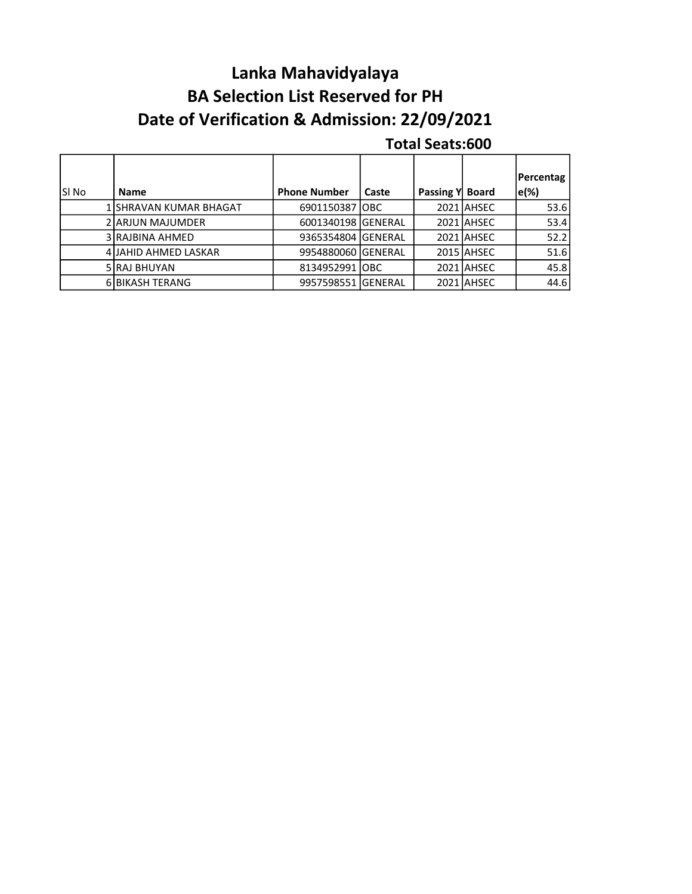# Lanka Mahavidyalaya

## BA Selection List Reserved for PH

## Date of Verification & Admission: 22/09/2021

**Total Seats:600**

| Sl No | Name | Phone Number | Caste | Passing Y | Board | Percentage(%) |
|---|---|---|---|---|---|---|
| 1 | SHRAVAN KUMAR BHAGAT | 6901150387 | OBC | 2021 | AHSEC | 53.6 |
| 2 | ARJUN MAJUMDER | 6001340198 | GENERAL | 2021 | AHSEC | 53.4 |
| 3 | RAJBINA AHMED | 9365354804 | GENERAL | 2021 | AHSEC | 52.2 |
| 4 | JAHID AHMED LASKAR | 9954880060 | GENERAL | 2015 | AHSEC | 51.6 |
| 5 | RAJ BHUYAN | 8134952991 | OBC | 2021 | AHSEC | 45.8 |
| 6 | BIKASH TERANG | 9957598551 | GENERAL | 2021 | AHSEC | 44.6 |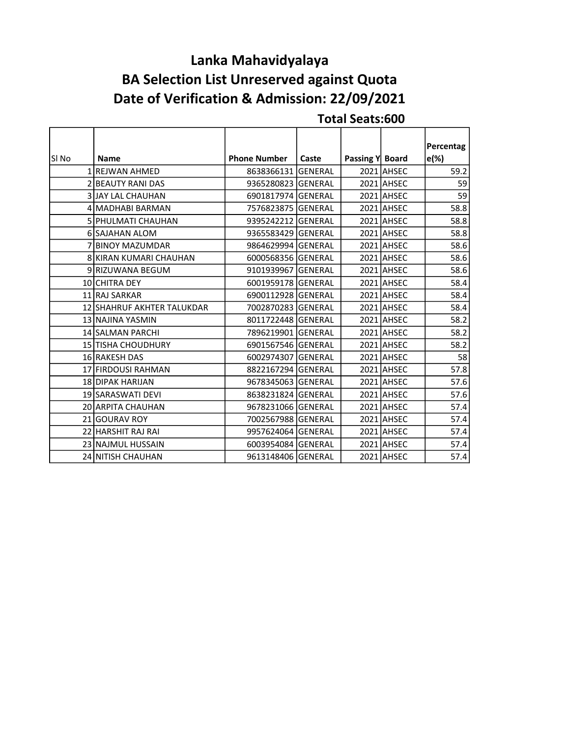# Lanka Mahavidyalaya

## BA Selection List Unreserved against Quota

## Date of Verification & Admission: 22/09/2021

**Total Seats:600**

| Sl No | Name | Phone Number | Caste | Passing Y | Board | Percentage(%) |
|---|---|---|---|---|---|---|
| 1 | REJWAN AHMED | 8638366131 | GENERAL | 2021 | AHSEC | 59.2 |
| 2 | BEAUTY RANI DAS | 9365280823 | GENERAL | 2021 | AHSEC | 59 |
| 3 | JAY LAL CHAUHAN | 6901817974 | GENERAL | 2021 | AHSEC | 59 |
| 4 | MADHABI BARMAN | 7576823875 | GENERAL | 2021 | AHSEC | 58.8 |
| 5 | PHULMATI CHAUHAN | 9395242212 | GENERAL | 2021 | AHSEC | 58.8 |
| 6 | SAJAHAN ALOM | 9365583429 | GENERAL | 2021 | AHSEC | 58.8 |
| 7 | BINOY MAZUMDAR | 9864629994 | GENERAL | 2021 | AHSEC | 58.6 |
| 8 | KIRAN KUMARI CHAUHAN | 6000568356 | GENERAL | 2021 | AHSEC | 58.6 |
| 9 | RIZUWANA BEGUM | 9101939967 | GENERAL | 2021 | AHSEC | 58.6 |
| 10 | CHITRA DEY | 6001959178 | GENERAL | 2021 | AHSEC | 58.4 |
| 11 | RAJ SARKAR | 6900112928 | GENERAL | 2021 | AHSEC | 58.4 |
| 12 | SHAHRUF AKHTER TALUKDAR | 7002870283 | GENERAL | 2021 | AHSEC | 58.4 |
| 13 | NAJINA YASMIN | 8011722448 | GENERAL | 2021 | AHSEC | 58.2 |
| 14 | SALMAN PARCHI | 7896219901 | GENERAL | 2021 | AHSEC | 58.2 |
| 15 | TISHA CHOUDHURY | 6901567546 | GENERAL | 2021 | AHSEC | 58.2 |
| 16 | RAKESH DAS | 6002974307 | GENERAL | 2021 | AHSEC | 58 |
| 17 | FIRDOUSI RAHMAN | 8822167294 | GENERAL | 2021 | AHSEC | 57.8 |
| 18 | DIPAK HARIJAN | 9678345063 | GENERAL | 2021 | AHSEC | 57.6 |
| 19 | SARASWATI DEVI | 8638231824 | GENERAL | 2021 | AHSEC | 57.6 |
| 20 | ARPITA CHAUHAN | 9678231066 | GENERAL | 2021 | AHSEC | 57.4 |
| 21 | GOURAV ROY | 7002567988 | GENERAL | 2021 | AHSEC | 57.4 |
| 22 | HARSHIT RAJ RAI | 9957624064 | GENERAL | 2021 | AHSEC | 57.4 |
| 23 | NAJMUL HUSSAIN | 6003954084 | GENERAL | 2021 | AHSEC | 57.4 |
| 24 | NITISH CHAUHAN | 9613148406 | GENERAL | 2021 | AHSEC | 57.4 |